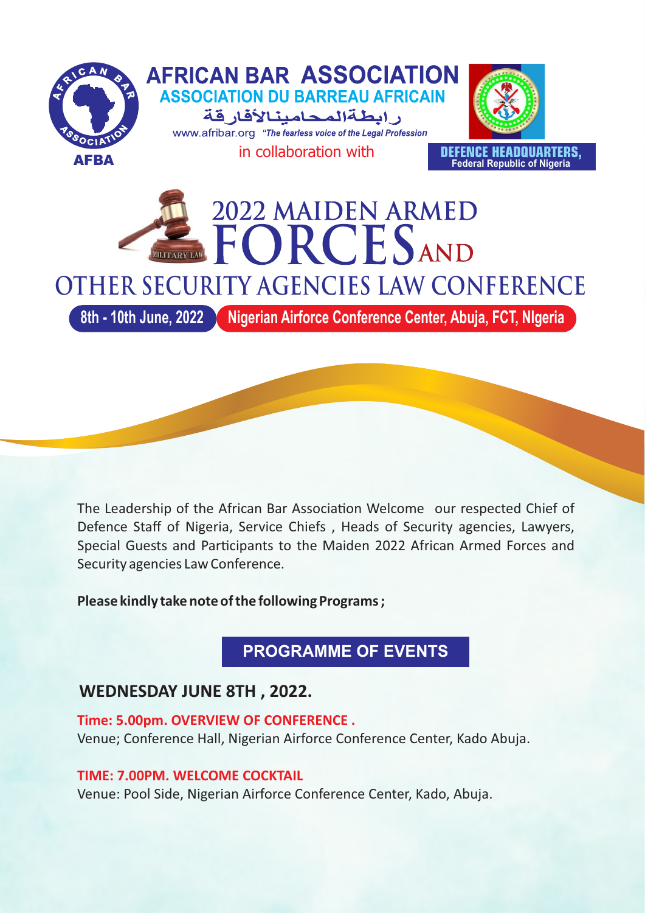AFBA

# AFRICAN BAR ASSOCIATION

## ASSOCIATION DU BARREAU AFRICAIN

رابطةالمحامينالأفارقة

www.afribar.org *"The fearless voice of the Legal Profession*

in collaboration with

**DEFENCE HEADQUARTERS,**
**Federal Republic of Nigeria**

# 2022 MAIDEN ARMED FORCES AND OTHER SECURITY AGENCIES LAW CONFERENCE

MILITARY LAW

**8th - 10th June, 2022** | **Nigerian Airforce Conference Center, Abuja, FCT, NIgeria**

The Leadership of the African Bar Association Welcome our respected Chief of Defence Staff of Nigeria, Service Chiefs , Heads of Security agencies, Lawyers, Special Guests and Participants to the Maiden 2022 African Armed Forces and Security agencies Law Conference.

**Please kindly take note of the following Programs ;**

## PROGRAMME OF EVENTS

### WEDNESDAY JUNE 8TH , 2022.

**Time: 5.00pm. OVERVIEW OF CONFERENCE .**
Venue; Conference Hall, Nigerian Airforce Conference Center, Kado Abuja.

**TIME: 7.00PM. WELCOME COCKTAIL**
Venue: Pool Side, Nigerian Airforce Conference Center, Kado, Abuja.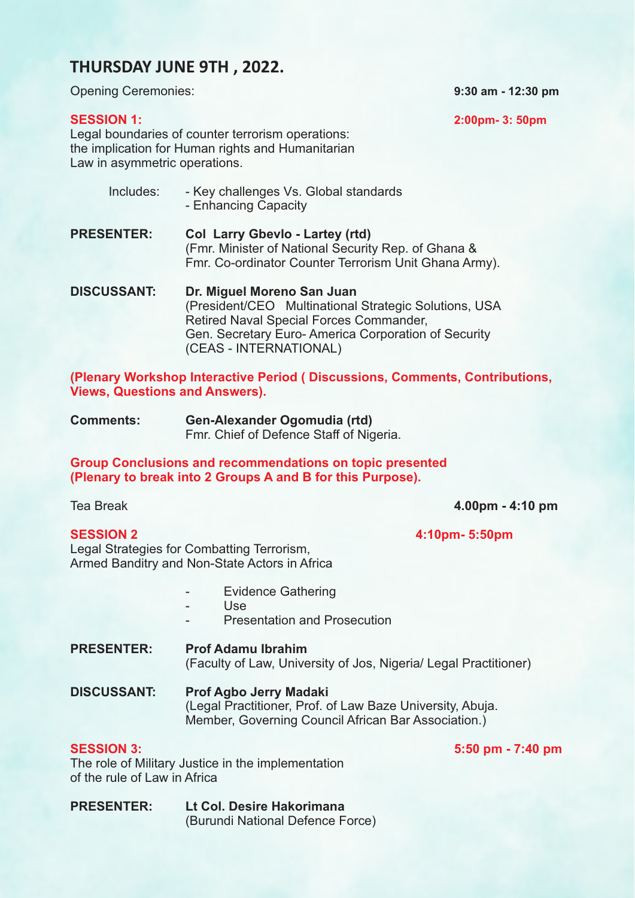## THURSDAY JUNE 9TH , 2022.

Opening Ceremonies: **9:30 am - 12:30 pm**

**SESSION 1:** **2:00pm- 3: 50pm**

Legal boundaries of counter terrorism operations: the implication for Human rights and Humanitarian Law in asymmetric operations.

Includes:
- Key challenges Vs. Global standards
- Enhancing Capacity

**PRESENTER:** **Col Larry Gbevlo - Lartey (rtd)**
(Fmr. Minister of National Security Rep. of Ghana & Fmr. Co-ordinator Counter Terrorism Unit Ghana Army).

**DISCUSSANT:** **Dr. Miguel Moreno San Juan**
(President/CEO Multinational Strategic Solutions, USA
Retired Naval Special Forces Commander,
Gen. Secretary Euro- America Corporation of Security
(CEAS - INTERNATIONAL)

**(Plenary Workshop Interactive Period ( Discussions, Comments, Contributions, Views, Questions and Answers).**

**Comments:** **Gen-Alexander Ogomudia (rtd)**
Fmr. Chief of Defence Staff of Nigeria.

**Group Conclusions and recommendations on topic presented (Plenary to break into 2 Groups A and B for this Purpose).**

Tea Break **4.00pm - 4:10 pm**

**SESSION 2** **4:10pm- 5:50pm**

Legal Strategies for Combatting Terrorism, Armed Banditry and Non-State Actors in Africa

- Evidence Gathering
- Use
- Presentation and Prosecution

**PRESENTER:** **Prof Adamu Ibrahim**
(Faculty of Law, University of Jos, Nigeria/ Legal Practitioner)

**DISCUSSANT:** **Prof Agbo Jerry Madaki**
(Legal Practitioner, Prof. of Law Baze University, Abuja.
Member, Governing Council African Bar Association.)

**SESSION 3:** **5:50 pm - 7:40 pm**

The role of Military Justice in the implementation of the rule of Law in Africa

**PRESENTER:** **Lt Col. Desire Hakorimana**
(Burundi National Defence Force)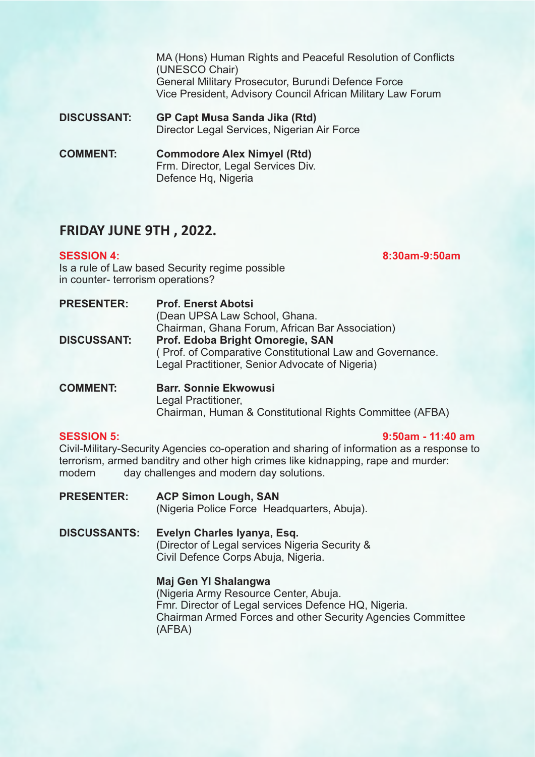MA (Hons) Human Rights and Peaceful Resolution of Conflicts (UNESCO Chair)
General Military Prosecutor, Burundi Defence Force
Vice President, Advisory Council African Military Law Forum

**DISCUSSANT:** **GP Capt Musa Sanda Jika (Rtd)**
Director Legal Services, Nigerian Air Force

**COMMENT:** **Commodore Alex Nimyel (Rtd)**
Frm. Director, Legal Services Div.
Defence Hq, Nigeria

## FRIDAY JUNE 9TH , 2022.

**SESSION 4:** **8:30am-9:50am**

Is a rule of Law based Security regime possible in counter- terrorism operations?

**PRESENTER:** **Prof. Enerst Abotsi**
(Dean UPSA Law School, Ghana.
Chairman, Ghana Forum, African Bar Association)

**DISCUSSANT:** **Prof. Edoba Bright Omoregie, SAN**
( Prof. of Comparative Constitutional Law and Governance.
Legal Practitioner, Senior Advocate of Nigeria)

**COMMENT:** **Barr. Sonnie Ekwowusi**
Legal Practitioner,
Chairman, Human & Constitutional Rights Committee (AFBA)

**SESSION 5:** **9:50am - 11:40 am**

Civil-Military-Security Agencies co-operation and sharing of information as a response to terrorism, armed banditry and other high crimes like kidnapping, rape and murder: modern day challenges and modern day solutions.

**PRESENTER:** **ACP Simon Lough, SAN**
(Nigeria Police Force Headquarters, Abuja).

**DISCUSSANTS:** **Evelyn Charles Iyanya, Esq.**
(Director of Legal services Nigeria Security & Civil Defence Corps Abuja, Nigeria.

**Maj Gen YI Shalangwa**
(Nigeria Army Resource Center, Abuja.
Fmr. Director of Legal services Defence HQ, Nigeria.
Chairman Armed Forces and other Security Agencies Committee (AFBA)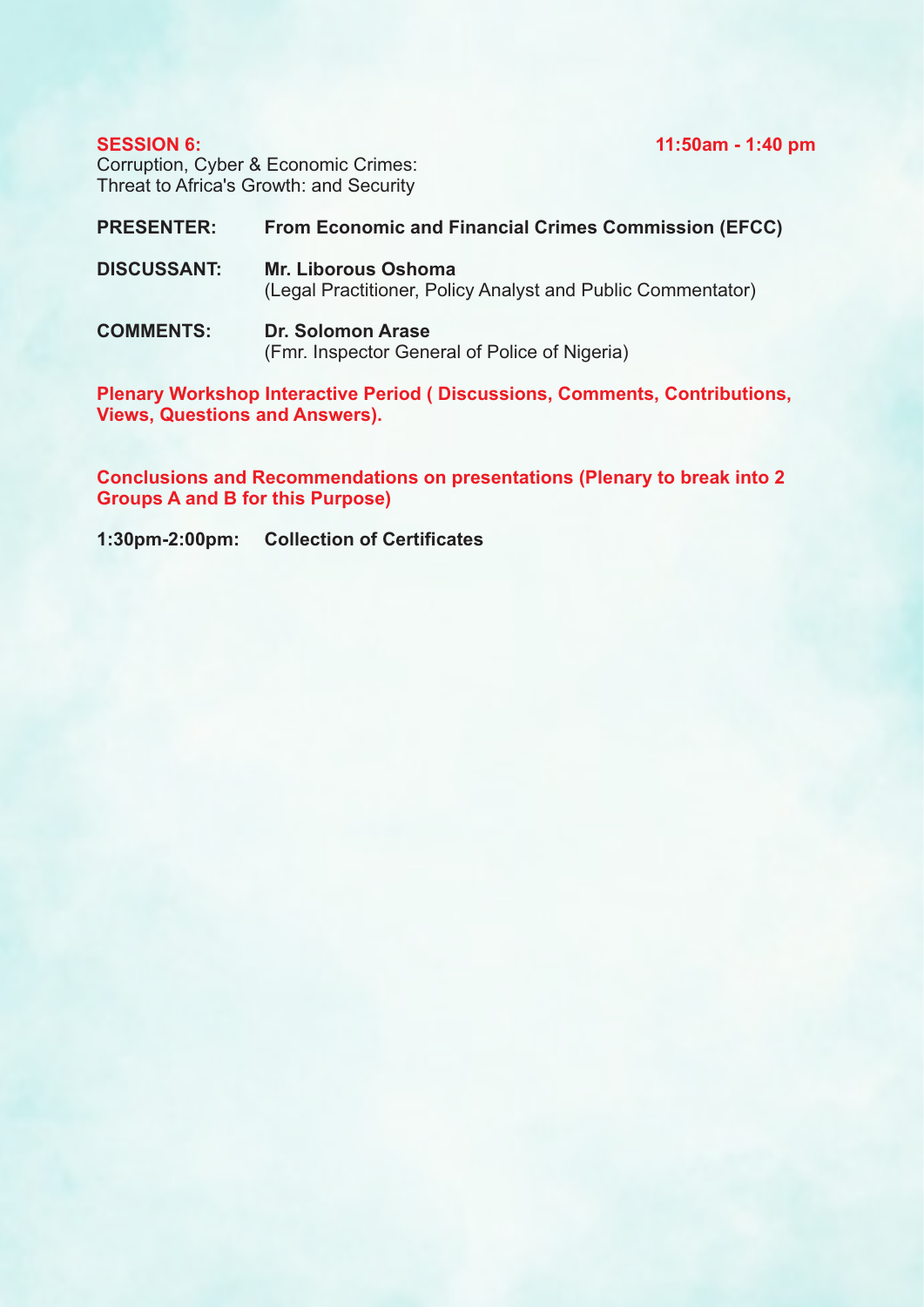**SESSION 6:** **11:50am - 1:40 pm**

Corruption, Cyber & Economic Crimes:
Threat to Africa's Growth: and Security

**PRESENTER:** **From Economic and Financial Crimes Commission (EFCC)**

**DISCUSSANT:** **Mr. Liborous Oshoma**
(Legal Practitioner, Policy Analyst and Public Commentator)

**COMMENTS:** **Dr. Solomon Arase**
(Fmr. Inspector General of Police of Nigeria)

**Plenary Workshop Interactive Period ( Discussions, Comments, Contributions, Views, Questions and Answers).**

**Conclusions and Recommendations on presentations (Plenary to break into 2 Groups A and B for this Purpose)**

**1:30pm-2:00pm:** **Collection of Certificates**